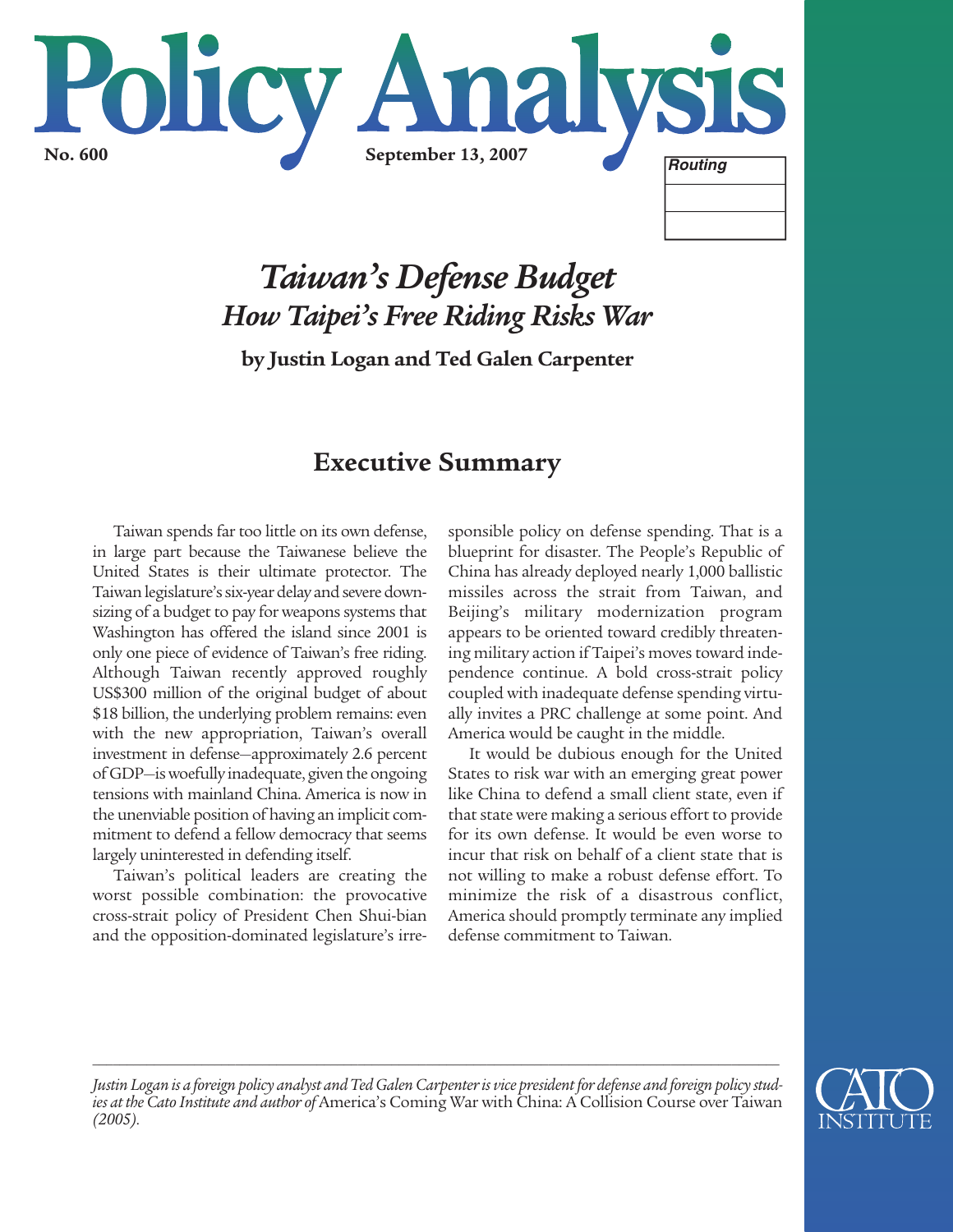# Policy Analysis

**No. 600** **September 13, 2007**

*Routing*

## *Taiwan's Defense Budget*
### *How Taipei's Free Riding Risks War*

**by Justin Logan and Ted Galen Carpenter**

## Executive Summary

Taiwan spends far too little on its own defense, in large part because the Taiwanese believe the United States is their ultimate protector. The Taiwan legislature's six-year delay and severe downsizing of a budget to pay for weapons systems that Washington has offered the island since 2001 is only one piece of evidence of Taiwan's free riding. Although Taiwan recently approved roughly US$300 million of the original budget of about $18 billion, the underlying problem remains: even with the new appropriation, Taiwan's overall investment in defense—approximately 2.6 percent of GDP—is woefully inadequate, given the ongoing tensions with mainland China. America is now in the unenviable position of having an implicit commitment to defend a fellow democracy that seems largely uninterested in defending itself.

Taiwan's political leaders are creating the worst possible combination: the provocative cross-strait policy of President Chen Shui-bian and the opposition-dominated legislature's irresponsible policy on defense spending. That is a blueprint for disaster. The People's Republic of China has already deployed nearly 1,000 ballistic missiles across the strait from Taiwan, and Beijing's military modernization program appears to be oriented toward credibly threatening military action if Taipei's moves toward independence continue. A bold cross-strait policy coupled with inadequate defense spending virtually invites a PRC challenge at some point. And America would be caught in the middle.

It would be dubious enough for the United States to risk war with an emerging great power like China to defend a small client state, even if that state were making a serious effort to provide for its own defense. It would be even worse to incur that risk on behalf of a client state that is not willing to make a robust defense effort. To minimize the risk of a disastrous conflict, America should promptly terminate any implied defense commitment to Taiwan.

---

*Justin Logan is a foreign policy analyst and Ted Galen Carpenter is vice president for defense and foreign policy studies at the Cato Institute and author of* America's Coming War with China: A Collision Course over Taiwan *(2005).*

CATO INSTITUTE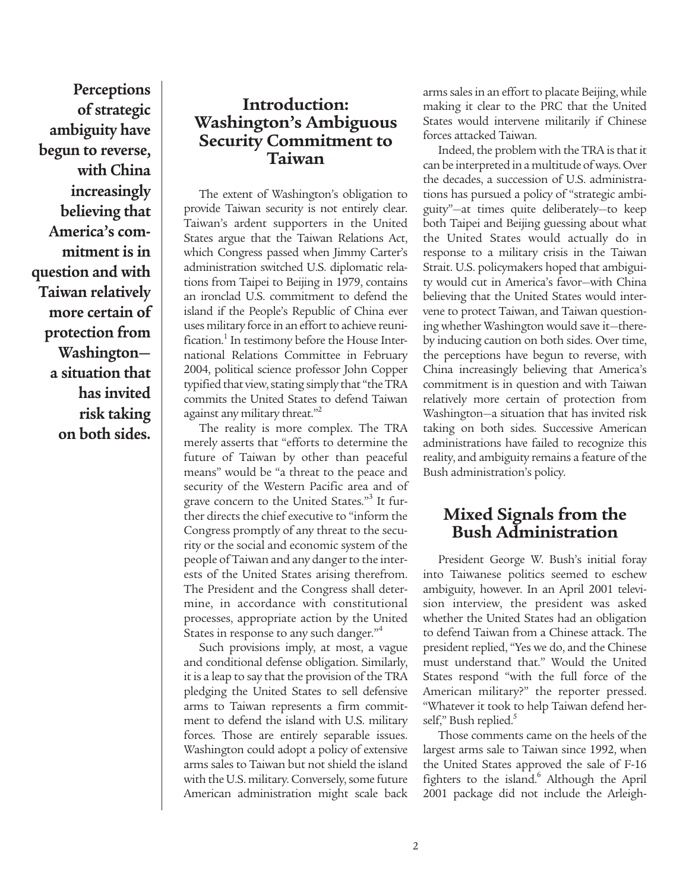**Perceptions of strategic ambiguity have begun to reverse, with China increasingly believing that America's commitment is in question and with Taiwan relatively more certain of protection from Washington—a situation that has invited risk taking on both sides.**

## Introduction: Washington's Ambiguous Security Commitment to Taiwan

The extent of Washington's obligation to provide Taiwan security is not entirely clear. Taiwan's ardent supporters in the United States argue that the Taiwan Relations Act, which Congress passed when Jimmy Carter's administration switched U.S. diplomatic relations from Taipei to Beijing in 1979, contains an ironclad U.S. commitment to defend the island if the People's Republic of China ever uses military force in an effort to achieve reunification.[1] In testimony before the House International Relations Committee in February 2004, political science professor John Copper typified that view, stating simply that "the TRA commits the United States to defend Taiwan against any military threat."[2]

The reality is more complex. The TRA merely asserts that "efforts to determine the future of Taiwan by other than peaceful means" would be "a threat to the peace and security of the Western Pacific area and of grave concern to the United States."[3] It further directs the chief executive to "inform the Congress promptly of any threat to the security or the social and economic system of the people of Taiwan and any danger to the interests of the United States arising therefrom. The President and the Congress shall determine, in accordance with constitutional processes, appropriate action by the United States in response to any such danger."[4]

Such provisions imply, at most, a vague and conditional defense obligation. Similarly, it is a leap to say that the provision of the TRA pledging the United States to sell defensive arms to Taiwan represents a firm commitment to defend the island with U.S. military forces. Those are entirely separable issues. Washington could adopt a policy of extensive arms sales to Taiwan but not shield the island with the U.S. military. Conversely, some future American administration might scale back arms sales in an effort to placate Beijing, while making it clear to the PRC that the United States would intervene militarily if Chinese forces attacked Taiwan.

Indeed, the problem with the TRA is that it can be interpreted in a multitude of ways. Over the decades, a succession of U.S. administrations has pursued a policy of "strategic ambiguity"—at times quite deliberately—to keep both Taipei and Beijing guessing about what the United States would actually do in response to a military crisis in the Taiwan Strait. U.S. policymakers hoped that ambiguity would cut in America's favor—with China believing that the United States would intervene to protect Taiwan, and Taiwan questioning whether Washington would save it—thereby inducing caution on both sides. Over time, the perceptions have begun to reverse, with China increasingly believing that America's commitment is in question and with Taiwan relatively more certain of protection from Washington—a situation that has invited risk taking on both sides. Successive American administrations have failed to recognize this reality, and ambiguity remains a feature of the Bush administration's policy.

## Mixed Signals from the Bush Administration

President George W. Bush's initial foray into Taiwanese politics seemed to eschew ambiguity, however. In an April 2001 television interview, the president was asked whether the United States had an obligation to defend Taiwan from a Chinese attack. The president replied, "Yes we do, and the Chinese must understand that." Would the United States respond "with the full force of the American military?" the reporter pressed. "Whatever it took to help Taiwan defend herself," Bush replied.[5]

Those comments came on the heels of the largest arms sale to Taiwan since 1992, when the United States approved the sale of F-16 fighters to the island.[6] Although the April 2001 package did not include the Arleigh-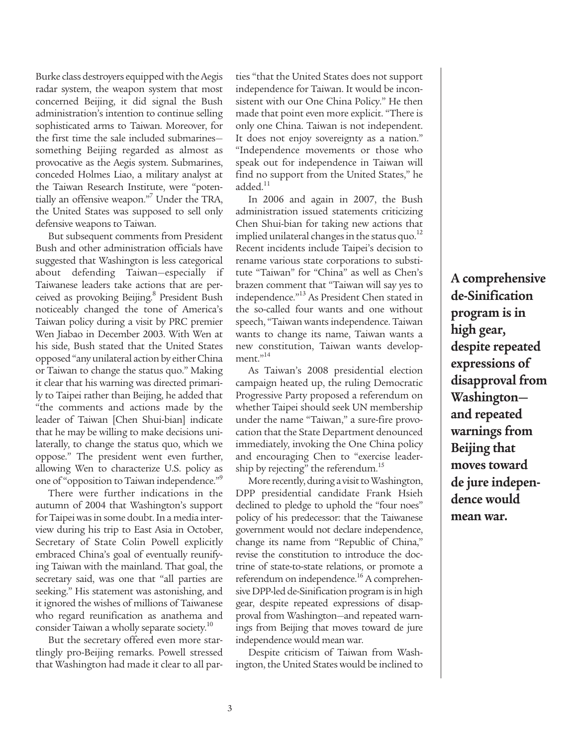Burke class destroyers equipped with the Aegis radar system, the weapon system that most concerned Beijing, it did signal the Bush administration's intention to continue selling sophisticated arms to Taiwan. Moreover, for the first time the sale included submarines—something Beijing regarded as almost as provocative as the Aegis system. Submarines, conceded Holmes Liao, a military analyst at the Taiwan Research Institute, were "potentially an offensive weapon."[7] Under the TRA, the United States was supposed to sell only defensive weapons to Taiwan.

But subsequent comments from President Bush and other administration officials have suggested that Washington is less categorical about defending Taiwan—especially if Taiwanese leaders take actions that are perceived as provoking Beijing.[8] President Bush noticeably changed the tone of America's Taiwan policy during a visit by PRC premier Wen Jiabao in December 2003. With Wen at his side, Bush stated that the United States opposed "any unilateral action by either China or Taiwan to change the status quo." Making it clear that his warning was directed primarily to Taipei rather than Beijing, he added that "the comments and actions made by the leader of Taiwan [Chen Shui-bian] indicate that he may be willing to make decisions unilaterally, to change the status quo, which we oppose." The president went even further, allowing Wen to characterize U.S. policy as one of "opposition to Taiwan independence."[9]

There were further indications in the autumn of 2004 that Washington's support for Taipei was in some doubt. In a media interview during his trip to East Asia in October, Secretary of State Colin Powell explicitly embraced China's goal of eventually reunifying Taiwan with the mainland. That goal, the secretary said, was one that "all parties are seeking." His statement was astonishing, and it ignored the wishes of millions of Taiwanese who regard reunification as anathema and consider Taiwan a wholly separate society.[10]

But the secretary offered even more startlingly pro-Beijing remarks. Powell stressed that Washington had made it clear to all parties "that the United States does not support independence for Taiwan. It would be inconsistent with our One China Policy." He then made that point even more explicit. "There is only one China. Taiwan is not independent. It does not enjoy sovereignty as a nation." "Independence movements or those who speak out for independence in Taiwan will find no support from the United States," he added.[11]

In 2006 and again in 2007, the Bush administration issued statements criticizing Chen Shui-bian for taking new actions that implied unilateral changes in the status quo.[12] Recent incidents include Taipei's decision to rename various state corporations to substitute "Taiwan" for "China" as well as Chen's brazen comment that "Taiwan will say yes to independence."[13] As President Chen stated in the so-called four wants and one without speech, "Taiwan wants independence. Taiwan wants to change its name, Taiwan wants a new constitution, Taiwan wants development."[14]

As Taiwan's 2008 presidential election campaign heated up, the ruling Democratic Progressive Party proposed a referendum on whether Taipei should seek UN membership under the name "Taiwan," a sure-fire provocation that the State Department denounced immediately, invoking the One China policy and encouraging Chen to "exercise leadership by rejecting" the referendum.[15]

More recently, during a visit to Washington, DPP presidential candidate Frank Hsieh declined to pledge to uphold the "four noes" policy of his predecessor: that the Taiwanese government would not declare independence, change its name from "Republic of China," revise the constitution to introduce the doctrine of state-to-state relations, or promote a referendum on independence.[16] A comprehensive DPP-led de-Sinification program is in high gear, despite repeated expressions of disapproval from Washington—and repeated warnings from Beijing that moves toward de jure independence would mean war.

**A comprehensive de-Sinification program is in high gear, despite repeated expressions of disapproval from Washington—and repeated warnings from Beijing that moves toward de jure independence would mean war.**

Despite criticism of Taiwan from Washington, the United States would be inclined to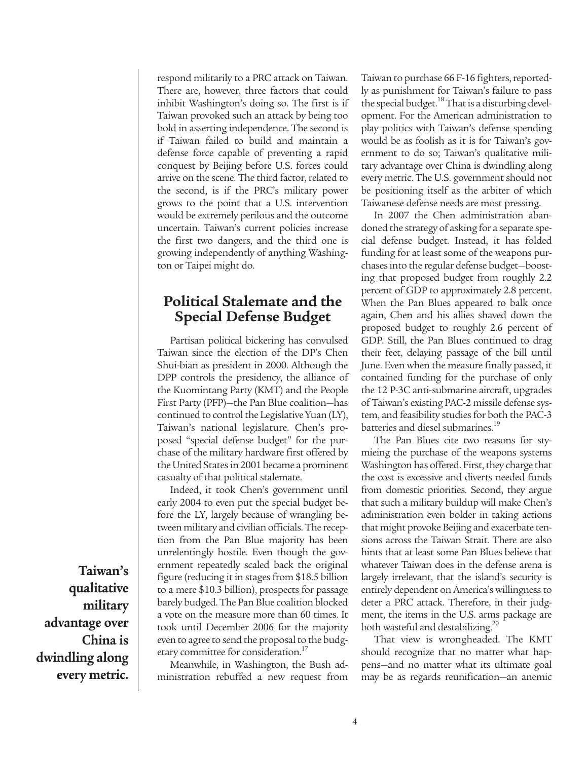respond militarily to a PRC attack on Taiwan. There are, however, three factors that could inhibit Washington's doing so. The first is if Taiwan provoked such an attack by being too bold in asserting independence. The second is if Taiwan failed to build and maintain a defense force capable of preventing a rapid conquest by Beijing before U.S. forces could arrive on the scene. The third factor, related to the second, is if the PRC's military power grows to the point that a U.S. intervention would be extremely perilous and the outcome uncertain. Taiwan's current policies increase the first two dangers, and the third one is growing independently of anything Washington or Taipei might do.

## Political Stalemate and the Special Defense Budget

Partisan political bickering has convulsed Taiwan since the election of the DP's Chen Shui-bian as president in 2000. Although the DPP controls the presidency, the alliance of the Kuomintang Party (KMT) and the People First Party (PFP)—the Pan Blue coalition—has continued to control the Legislative Yuan (LY), Taiwan's national legislature. Chen's proposed "special defense budget" for the purchase of the military hardware first offered by the United States in 2001 became a prominent casualty of that political stalemate.

Indeed, it took Chen's government until early 2004 to even put the special budget before the LY, largely because of wrangling between military and civilian officials. The reception from the Pan Blue majority has been unrelentingly hostile. Even though the government repeatedly scaled back the original figure (reducing it in stages from $18.5 billion to a mere $10.3 billion), prospects for passage barely budged. The Pan Blue coalition blocked a vote on the measure more than 60 times. It took until December 2006 for the majority even to agree to send the proposal to the budgetary committee for consideration.[17]

**Taiwan's qualitative military advantage over China is dwindling along every metric.**

Meanwhile, in Washington, the Bush administration rebuffed a new request from Taiwan to purchase 66 F-16 fighters, reportedly as punishment for Taiwan's failure to pass the special budget.[18] That is a disturbing development. For the American administration to play politics with Taiwan's defense spending would be as foolish as it is for Taiwan's government to do so; Taiwan's qualitative military advantage over China is dwindling along every metric. The U.S. government should not be positioning itself as the arbiter of which Taiwanese defense needs are most pressing.

In 2007 the Chen administration abandoned the strategy of asking for a separate special defense budget. Instead, it has folded funding for at least some of the weapons purchases into the regular defense budget—boosting that proposed budget from roughly 2.2 percent of GDP to approximately 2.8 percent. When the Pan Blues appeared to balk once again, Chen and his allies shaved down the proposed budget to roughly 2.6 percent of GDP. Still, the Pan Blues continued to drag their feet, delaying passage of the bill until June. Even when the measure finally passed, it contained funding for the purchase of only the 12 P-3C anti-submarine aircraft, upgrades of Taiwan's existing PAC-2 missile defense system, and feasibility studies for both the PAC-3 batteries and diesel submarines.[19]

The Pan Blues cite two reasons for stymieing the purchase of the weapons systems Washington has offered. First, they charge that the cost is excessive and diverts needed funds from domestic priorities. Second, they argue that such a military buildup will make Chen's administration even bolder in taking actions that might provoke Beijing and exacerbate tensions across the Taiwan Strait. There are also hints that at least some Pan Blues believe that whatever Taiwan does in the defense arena is largely irrelevant, that the island's security is entirely dependent on America's willingness to deter a PRC attack. Therefore, in their judgment, the items in the U.S. arms package are both wasteful and destabilizing.[20]

That view is wrongheaded. The KMT should recognize that no matter what happens—and no matter what its ultimate goal may be as regards reunification—an anemic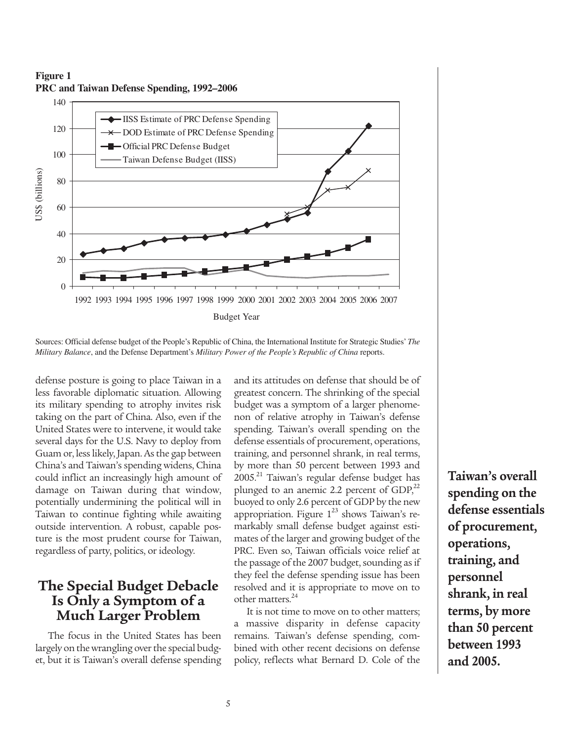**Figure 1**
**PRC and Taiwan Defense Spending, 1992–2006**

Sources: Official defense budget of the People's Republic of China, the International Institute for Strategic Studies' *The Military Balance*, and the Defense Department's *Military Power of the People's Republic of China* reports.

defense posture is going to place Taiwan in a less favorable diplomatic situation. Allowing its military spending to atrophy invites risk taking on the part of China. Also, even if the United States were to intervene, it would take several days for the U.S. Navy to deploy from Guam or, less likely, Japan. As the gap between China's and Taiwan's spending widens, China could inflict an increasingly high amount of damage on Taiwan during that window, potentially undermining the political will in Taiwan to continue fighting while awaiting outside intervention. A robust, capable posture is the most prudent course for Taiwan, regardless of party, politics, or ideology.

## The Special Budget Debacle Is Only a Symptom of a Much Larger Problem

The focus in the United States has been largely on the wrangling over the special budget, but it is Taiwan's overall defense spending and its attitudes on defense that should be of greatest concern. The shrinking of the special budget was a symptom of a larger phenomenon of relative atrophy in Taiwan's defense spending. Taiwan's overall spending on the defense essentials of procurement, operations, training, and personnel shrank, in real terms, by more than 50 percent between 1993 and 2005.[21] Taiwan's regular defense budget has plunged to an anemic 2.2 percent of GDP,[22] buoyed to only 2.6 percent of GDP by the new appropriation. Figure 1[23] shows Taiwan's remarkably small defense budget against estimates of the larger and growing budget of the PRC. Even so, Taiwan officials voice relief at the passage of the 2007 budget, sounding as if they feel the defense spending issue has been resolved and it is appropriate to move on to other matters.[24]

**Taiwan's overall spending on the defense essentials of procurement, operations, training, and personnel shrank, in real terms, by more than 50 percent between 1993 and 2005.**

It is not time to move on to other matters; a massive disparity in defense capacity remains. Taiwan's defense spending, combined with other recent decisions on defense policy, reflects what Bernard D. Cole of the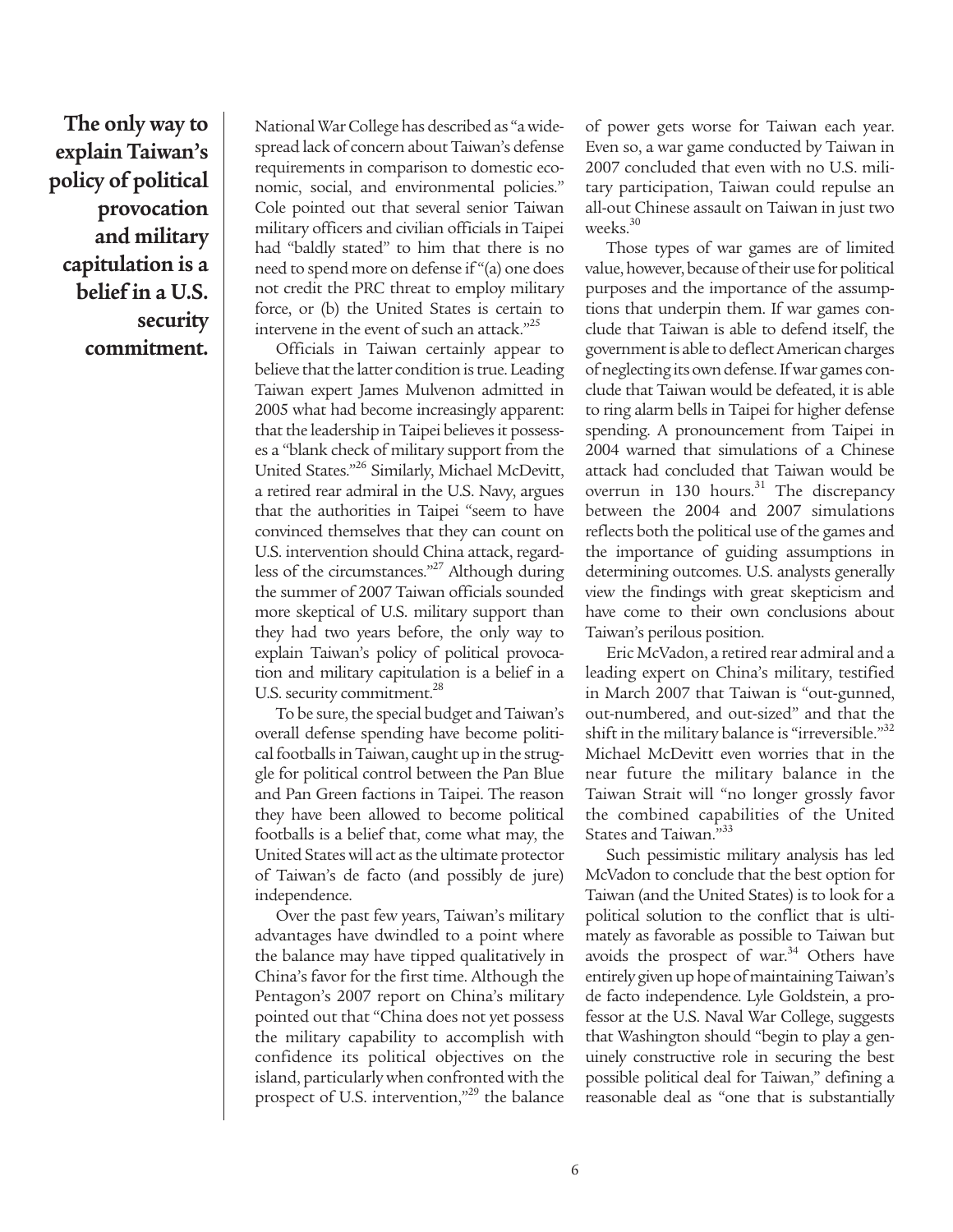**The only way to explain Taiwan's policy of political provocation and military capitulation is a belief in a U.S. security commitment.**

National War College has described as "a widespread lack of concern about Taiwan's defense requirements in comparison to domestic economic, social, and environmental policies." Cole pointed out that several senior Taiwan military officers and civilian officials in Taipei had "baldly stated" to him that there is no need to spend more on defense if "(a) one does not credit the PRC threat to employ military force, or (b) the United States is certain to intervene in the event of such an attack."[25]

Officials in Taiwan certainly appear to believe that the latter condition is true. Leading Taiwan expert James Mulvenon admitted in 2005 what had become increasingly apparent: that the leadership in Taipei believes it possesses a "blank check of military support from the United States."[26] Similarly, Michael McDevitt, a retired rear admiral in the U.S. Navy, argues that the authorities in Taipei "seem to have convinced themselves that they can count on U.S. intervention should China attack, regardless of the circumstances."[27] Although during the summer of 2007 Taiwan officials sounded more skeptical of U.S. military support than they had two years before, the only way to explain Taiwan's policy of political provocation and military capitulation is a belief in a U.S. security commitment.[28]

To be sure, the special budget and Taiwan's overall defense spending have become political footballs in Taiwan, caught up in the struggle for political control between the Pan Blue and Pan Green factions in Taipei. The reason they have been allowed to become political footballs is a belief that, come what may, the United States will act as the ultimate protector of Taiwan's de facto (and possibly de jure) independence.

Over the past few years, Taiwan's military advantages have dwindled to a point where the balance may have tipped qualitatively in China's favor for the first time. Although the Pentagon's 2007 report on China's military pointed out that "China does not yet possess the military capability to accomplish with confidence its political objectives on the island, particularly when confronted with the prospect of U.S. intervention,"[29] the balance of power gets worse for Taiwan each year. Even so, a war game conducted by Taiwan in 2007 concluded that even with no U.S. military participation, Taiwan could repulse an all-out Chinese assault on Taiwan in just two weeks.[30]

Those types of war games are of limited value, however, because of their use for political purposes and the importance of the assumptions that underpin them. If war games conclude that Taiwan is able to defend itself, the government is able to deflect American charges of neglecting its own defense. If war games conclude that Taiwan would be defeated, it is able to ring alarm bells in Taipei for higher defense spending. A pronouncement from Taipei in 2004 warned that simulations of a Chinese attack had concluded that Taiwan would be overrun in 130 hours.[31] The discrepancy between the 2004 and 2007 simulations reflects both the political use of the games and the importance of guiding assumptions in determining outcomes. U.S. analysts generally view the findings with great skepticism and have come to their own conclusions about Taiwan's perilous position.

Eric McVadon, a retired rear admiral and a leading expert on China's military, testified in March 2007 that Taiwan is "out-gunned, out-numbered, and out-sized" and that the shift in the military balance is "irreversible."[32] Michael McDevitt even worries that in the near future the military balance in the Taiwan Strait will "no longer grossly favor the combined capabilities of the United States and Taiwan."[33]

Such pessimistic military analysis has led McVadon to conclude that the best option for Taiwan (and the United States) is to look for a political solution to the conflict that is ultimately as favorable as possible to Taiwan but avoids the prospect of war.[34] Others have entirely given up hope of maintaining Taiwan's de facto independence. Lyle Goldstein, a professor at the U.S. Naval War College, suggests that Washington should "begin to play a genuinely constructive role in securing the best possible political deal for Taiwan," defining a reasonable deal as "one that is substantially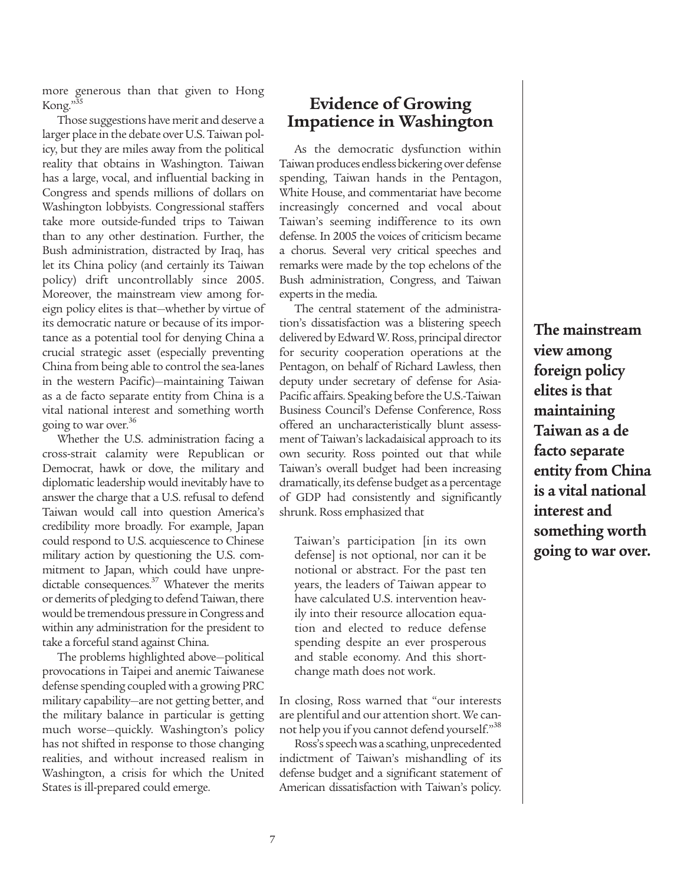more generous than that given to Hong Kong."[35]

Those suggestions have merit and deserve a larger place in the debate over U.S. Taiwan policy, but they are miles away from the political reality that obtains in Washington. Taiwan has a large, vocal, and influential backing in Congress and spends millions of dollars on Washington lobbyists. Congressional staffers take more outside-funded trips to Taiwan than to any other destination. Further, the Bush administration, distracted by Iraq, has let its China policy (and certainly its Taiwan policy) drift uncontrollably since 2005. Moreover, the mainstream view among foreign policy elites is that—whether by virtue of its democratic nature or because of its importance as a potential tool for denying China a crucial strategic asset (especially preventing China from being able to control the sea-lanes in the western Pacific)—maintaining Taiwan as a de facto separate entity from China is a vital national interest and something worth going to war over.[36]

Whether the U.S. administration facing a cross-strait calamity were Republican or Democrat, hawk or dove, the military and diplomatic leadership would inevitably have to answer the charge that a U.S. refusal to defend Taiwan would call into question America's credibility more broadly. For example, Japan could respond to U.S. acquiescence to Chinese military action by questioning the U.S. commitment to Japan, which could have unpredictable consequences.[37] Whatever the merits or demerits of pledging to defend Taiwan, there would be tremendous pressure in Congress and within any administration for the president to take a forceful stand against China.

The problems highlighted above—political provocations in Taipei and anemic Taiwanese defense spending coupled with a growing PRC military capability—are not getting better, and the military balance in particular is getting much worse—quickly. Washington's policy has not shifted in response to those changing realities, and without increased realism in Washington, a crisis for which the United States is ill-prepared could emerge.

## Evidence of Growing Impatience in Washington

As the democratic dysfunction within Taiwan produces endless bickering over defense spending, Taiwan hands in the Pentagon, White House, and commentariat have become increasingly concerned and vocal about Taiwan's seeming indifference to its own defense. In 2005 the voices of criticism became a chorus. Several very critical speeches and remarks were made by the top echelons of the Bush administration, Congress, and Taiwan experts in the media.

The central statement of the administration's dissatisfaction was a blistering speech delivered by Edward W. Ross, principal director for security cooperation operations at the Pentagon, on behalf of Richard Lawless, then deputy under secretary of defense for Asia-Pacific affairs. Speaking before the U.S.-Taiwan Business Council's Defense Conference, Ross offered an uncharacteristically blunt assessment of Taiwan's lackadaisical approach to its own security. Ross pointed out that while Taiwan's overall budget had been increasing dramatically, its defense budget as a percentage of GDP had consistently and significantly shrunk. Ross emphasized that

> Taiwan's participation [in its own defense] is not optional, nor can it be notional or abstract. For the past ten years, the leaders of Taiwan appear to have calculated U.S. intervention heavily into their resource allocation equation and elected to reduce defense spending despite an ever prosperous and stable economy. And this short-change math does not work.

In closing, Ross warned that "our interests are plentiful and our attention short. We cannot help you if you cannot defend yourself."[38]

Ross's speech was a scathing, unprecedented indictment of Taiwan's mishandling of its defense budget and a significant statement of American dissatisfaction with Taiwan's policy.

**The mainstream view among foreign policy elites is that maintaining Taiwan as a de facto separate entity from China is a vital national interest and something worth going to war over.**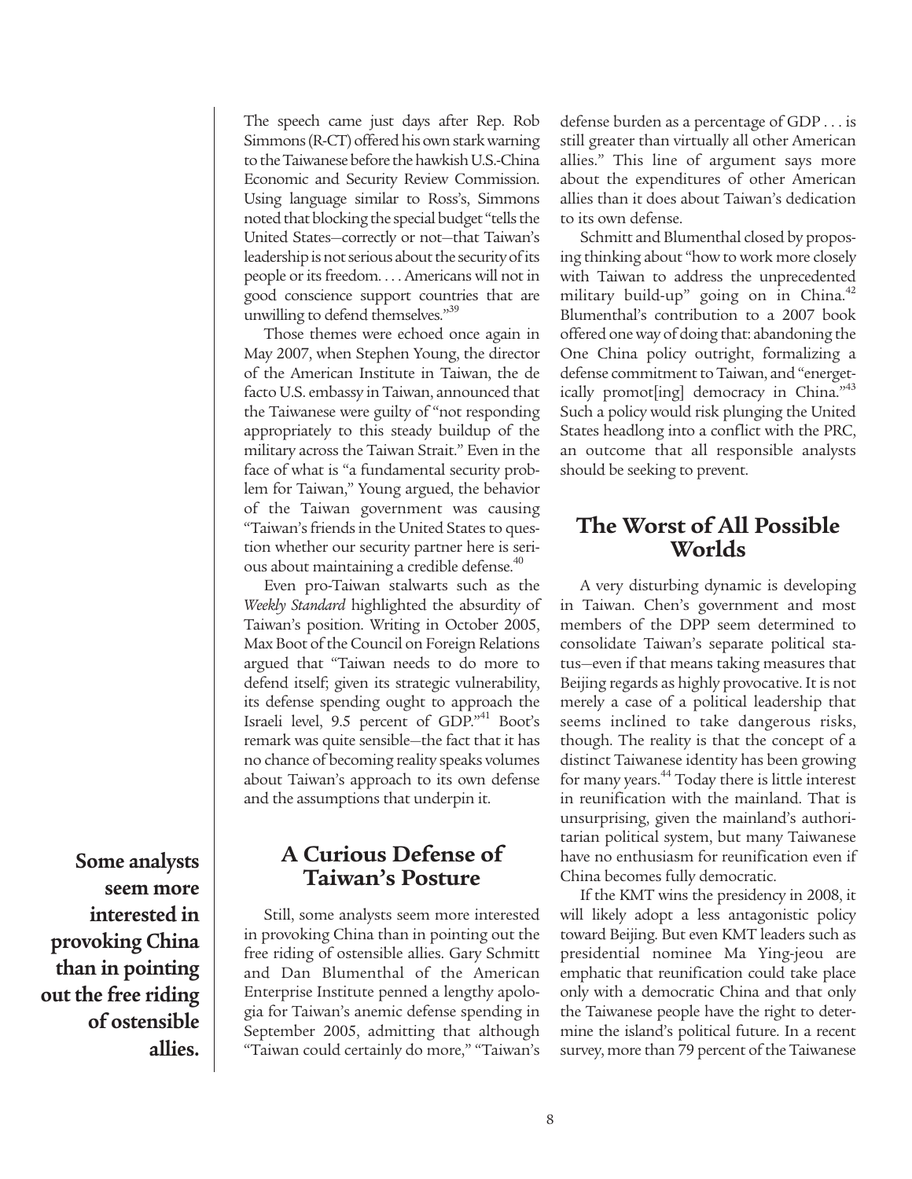The speech came just days after Rep. Rob Simmons (R-CT) offered his own stark warning to the Taiwanese before the hawkish U.S.-China Economic and Security Review Commission. Using language similar to Ross's, Simmons noted that blocking the special budget "tells the United States—correctly or not—that Taiwan's leadership is not serious about the security of its people or its freedom. . . . Americans will not in good conscience support countries that are unwilling to defend themselves."[39]

Those themes were echoed once again in May 2007, when Stephen Young, the director of the American Institute in Taiwan, the de facto U.S. embassy in Taiwan, announced that the Taiwanese were guilty of "not responding appropriately to this steady buildup of the military across the Taiwan Strait." Even in the face of what is "a fundamental security problem for Taiwan," Young argued, the behavior of the Taiwan government was causing "Taiwan's friends in the United States to question whether our security partner here is serious about maintaining a credible defense.[40]

Even pro-Taiwan stalwarts such as the *Weekly Standard* highlighted the absurdity of Taiwan's position. Writing in October 2005, Max Boot of the Council on Foreign Relations argued that "Taiwan needs to do more to defend itself; given its strategic vulnerability, its defense spending ought to approach the Israeli level, 9.5 percent of GDP."[41] Boot's remark was quite sensible—the fact that it has no chance of becoming reality speaks volumes about Taiwan's approach to its own defense and the assumptions that underpin it.

## A Curious Defense of Taiwan's Posture

**Some analysts seem more interested in provoking China than in pointing out the free riding of ostensible allies.**

Still, some analysts seem more interested in provoking China than in pointing out the free riding of ostensible allies. Gary Schmitt and Dan Blumenthal of the American Enterprise Institute penned a lengthy apologia for Taiwan's anemic defense spending in September 2005, admitting that although "Taiwan could certainly do more," "Taiwan's defense burden as a percentage of GDP . . . is still greater than virtually all other American allies." This line of argument says more about the expenditures of other American allies than it does about Taiwan's dedication to its own defense.

Schmitt and Blumenthal closed by proposing thinking about "how to work more closely with Taiwan to address the unprecedented military build-up" going on in China.[42] Blumenthal's contribution to a 2007 book offered one way of doing that: abandoning the One China policy outright, formalizing a defense commitment to Taiwan, and "energetically promot[ing] democracy in China."[43] Such a policy would risk plunging the United States headlong into a conflict with the PRC, an outcome that all responsible analysts should be seeking to prevent.

## The Worst of All Possible Worlds

A very disturbing dynamic is developing in Taiwan. Chen's government and most members of the DPP seem determined to consolidate Taiwan's separate political status—even if that means taking measures that Beijing regards as highly provocative. It is not merely a case of a political leadership that seems inclined to take dangerous risks, though. The reality is that the concept of a distinct Taiwanese identity has been growing for many years.[44] Today there is little interest in reunification with the mainland. That is unsurprising, given the mainland's authoritarian political system, but many Taiwanese have no enthusiasm for reunification even if China becomes fully democratic.

If the KMT wins the presidency in 2008, it will likely adopt a less antagonistic policy toward Beijing. But even KMT leaders such as presidential nominee Ma Ying-jeou are emphatic that reunification could take place only with a democratic China and that only the Taiwanese people have the right to determine the island's political future. In a recent survey, more than 79 percent of the Taiwanese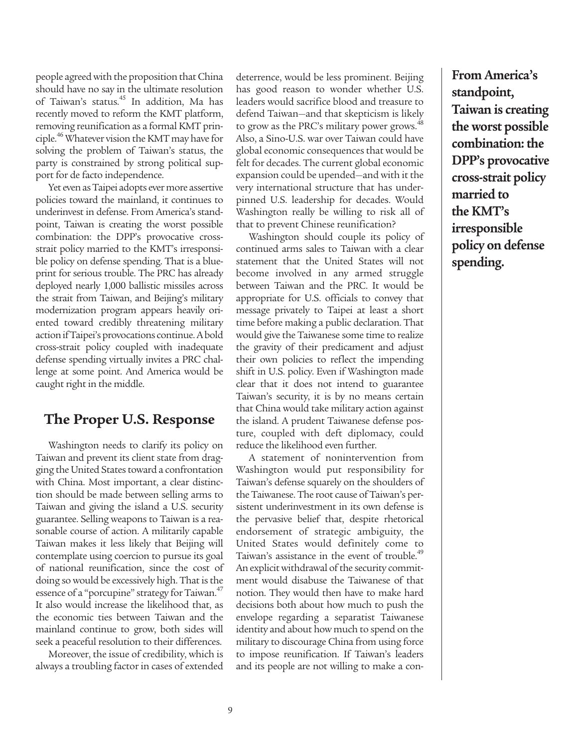people agreed with the proposition that China should have no say in the ultimate resolution of Taiwan's status.[45] In addition, Ma has recently moved to reform the KMT platform, removing reunification as a formal KMT principle.[46] Whatever vision the KMT may have for solving the problem of Taiwan's status, the party is constrained by strong political support for de facto independence.

Yet even as Taipei adopts ever more assertive policies toward the mainland, it continues to underinvest in defense. From America's standpoint, Taiwan is creating the worst possible combination: the DPP's provocative cross-strait policy married to the KMT's irresponsible policy on defense spending. That is a blueprint for serious trouble. The PRC has already deployed nearly 1,000 ballistic missiles across the strait from Taiwan, and Beijing's military modernization program appears heavily oriented toward credibly threatening military action if Taipei's provocations continue. A bold cross-strait policy coupled with inadequate defense spending virtually invites a PRC challenge at some point. And America would be caught right in the middle.

## The Proper U.S. Response

Washington needs to clarify its policy on Taiwan and prevent its client state from dragging the United States toward a confrontation with China. Most important, a clear distinction should be made between selling arms to Taiwan and giving the island a U.S. security guarantee. Selling weapons to Taiwan is a reasonable course of action. A militarily capable Taiwan makes it less likely that Beijing will contemplate using coercion to pursue its goal of national reunification, since the cost of doing so would be excessively high. That is the essence of a "porcupine" strategy for Taiwan.[47] It also would increase the likelihood that, as the economic ties between Taiwan and the mainland continue to grow, both sides will seek a peaceful resolution to their differences.

Moreover, the issue of credibility, which is always a troubling factor in cases of extended deterrence, would be less prominent. Beijing has good reason to wonder whether U.S. leaders would sacrifice blood and treasure to defend Taiwan—and that skepticism is likely to grow as the PRC's military power grows.[48] Also, a Sino-U.S. war over Taiwan could have global economic consequences that would be felt for decades. The current global economic expansion could be upended—and with it the very international structure that has underpinned U.S. leadership for decades. Would Washington really be willing to risk all of that to prevent Chinese reunification?

Washington should couple its policy of continued arms sales to Taiwan with a clear statement that the United States will not become involved in any armed struggle between Taiwan and the PRC. It would be appropriate for U.S. officials to convey that message privately to Taipei at least a short time before making a public declaration. That would give the Taiwanese some time to realize the gravity of their predicament and adjust their own policies to reflect the impending shift in U.S. policy. Even if Washington made clear that it does not intend to guarantee Taiwan's security, it is by no means certain that China would take military action against the island. A prudent Taiwanese defense posture, coupled with deft diplomacy, could reduce the likelihood even further.

A statement of nonintervention from Washington would put responsibility for Taiwan's defense squarely on the shoulders of the Taiwanese. The root cause of Taiwan's persistent underinvestment in its own defense is the pervasive belief that, despite rhetorical endorsement of strategic ambiguity, the United States would definitely come to Taiwan's assistance in the event of trouble.[49] An explicit withdrawal of the security commitment would disabuse the Taiwanese of that notion. They would then have to make hard decisions both about how much to push the envelope regarding a separatist Taiwanese identity and about how much to spend on the military to discourage China from using force to impose reunification. If Taiwan's leaders and its people are not willing to make a con-

**From America's standpoint, Taiwan is creating the worst possible combination: the DPP's provocative cross-strait policy married to the KMT's irresponsible policy on defense spending.**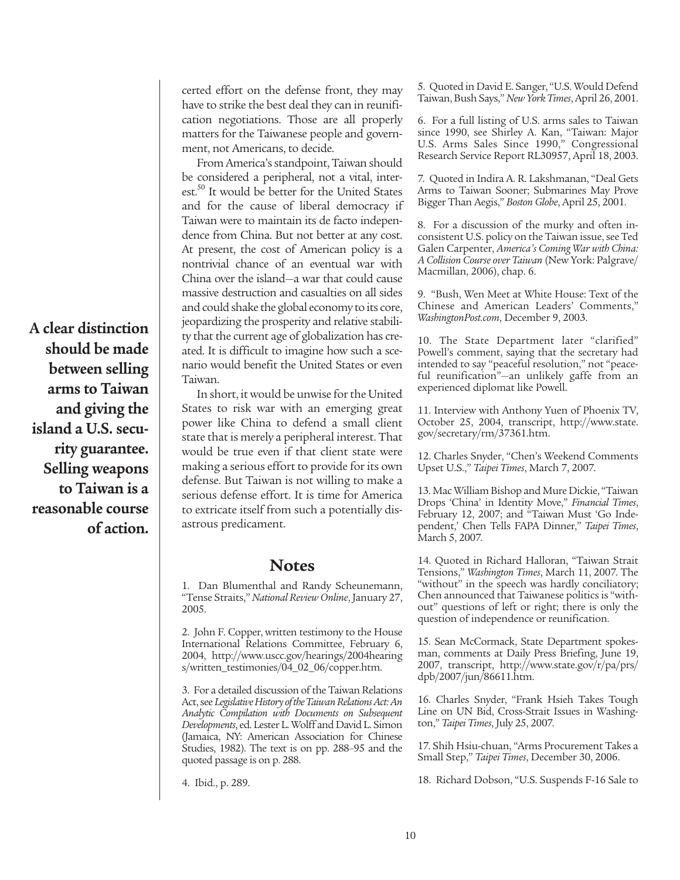certed effort on the defense front, they may have to strike the best deal they can in reunification negotiations. Those are all properly matters for the Taiwanese people and government, not Americans, to decide.

From America's standpoint, Taiwan should be considered a peripheral, not a vital, interest.[50] It would be better for the United States and for the cause of liberal democracy if Taiwan were to maintain its de facto independence from China. But not better at any cost. At present, the cost of American policy is a nontrivial chance of an eventual war with China over the island—a war that could cause massive destruction and casualties on all sides and could shake the global economy to its core, jeopardizing the prosperity and relative stability that the current age of globalization has created. It is difficult to imagine how such a scenario would benefit the United States or even Taiwan.

**A clear distinction should be made between selling arms to Taiwan and giving the island a U.S. security guarantee. Selling weapons to Taiwan is a reasonable course of action.**

In short, it would be unwise for the United States to risk war with an emerging great power like China to defend a small client state that is merely a peripheral interest. That would be true even if that client state were making a serious effort to provide for its own defense. But Taiwan is not willing to make a serious defense effort. It is time for America to extricate itself from such a potentially disastrous predicament.

## Notes

1. Dan Blumenthal and Randy Scheunemann, "Tense Straits," *National Review Online*, January 27, 2005.

2. John F. Copper, written testimony to the House International Relations Committee, February 6, 2004, http://www.uscc.gov/hearings/2004hearings/written_testimonies/04_02_06/copper.htm.

3. For a detailed discussion of the Taiwan Relations Act, see *Legislative History of the Taiwan Relations Act: An Analytic Compilation with Documents on Subsequent Developments*, ed. Lester L. Wolff and David L. Simon (Jamaica, NY: American Association for Chinese Studies, 1982). The text is on pp. 288–95 and the quoted passage is on p. 288.

4. Ibid., p. 289.

5. Quoted in David E. Sanger, "U.S. Would Defend Taiwan, Bush Says," *New York Times*, April 26, 2001.

6. For a full listing of U.S. arms sales to Taiwan since 1990, see Shirley A. Kan, "Taiwan: Major U.S. Arms Sales Since 1990," Congressional Research Service Report RL30957, April 18, 2003.

7. Quoted in Indira A. R. Lakshmanan, "Deal Gets Arms to Taiwan Sooner; Submarines May Prove Bigger Than Aegis," *Boston Globe*, April 25, 2001.

8. For a discussion of the murky and often inconsistent U.S. policy on the Taiwan issue, see Ted Galen Carpenter, *America's Coming War with China: A Collision Course over Taiwan* (New York: Palgrave/Macmillan, 2006), chap. 6.

9. "Bush, Wen Meet at White House: Text of the Chinese and American Leaders' Comments," *WashingtonPost.com*, December 9, 2003.

10. The State Department later "clarified" Powell's comment, saying that the secretary had intended to say "peaceful resolution," not "peaceful reunification"—an unlikely gaffe from an experienced diplomat like Powell.

11. Interview with Anthony Yuen of Phoenix TV, October 25, 2004, transcript, http://www.state.gov/secretary/rm/37361.htm.

12. Charles Snyder, "Chen's Weekend Comments Upset U.S.," *Taipei Times*, March 7, 2007.

13. Mac William Bishop and Mure Dickie, "Taiwan Drops 'China' in Identity Move," *Financial Times*, February 12, 2007; and "Taiwan Must 'Go Independent,' Chen Tells FAPA Dinner," *Taipei Times*, March 5, 2007.

14. Quoted in Richard Halloran, "Taiwan Strait Tensions," *Washington Times*, March 11, 2007. The "without" in the speech was hardly conciliatory; Chen announced that Taiwanese politics is "without" questions of left or right; there is only the question of independence or reunification.

15. Sean McCormack, State Department spokesman, comments at Daily Press Briefing, June 19, 2007, transcript, http://www.state.gov/r/pa/prs/dpb/2007/jun/86611.htm.

16. Charles Snyder, "Frank Hsieh Takes Tough Line on UN Bid, Cross-Strait Issues in Washington," *Taipei Times*, July 25, 2007.

17. Shih Hsiu-chuan, "Arms Procurement Takes a Small Step," *Taipei Times*, December 30, 2006.

18. Richard Dobson, "U.S. Suspends F-16 Sale to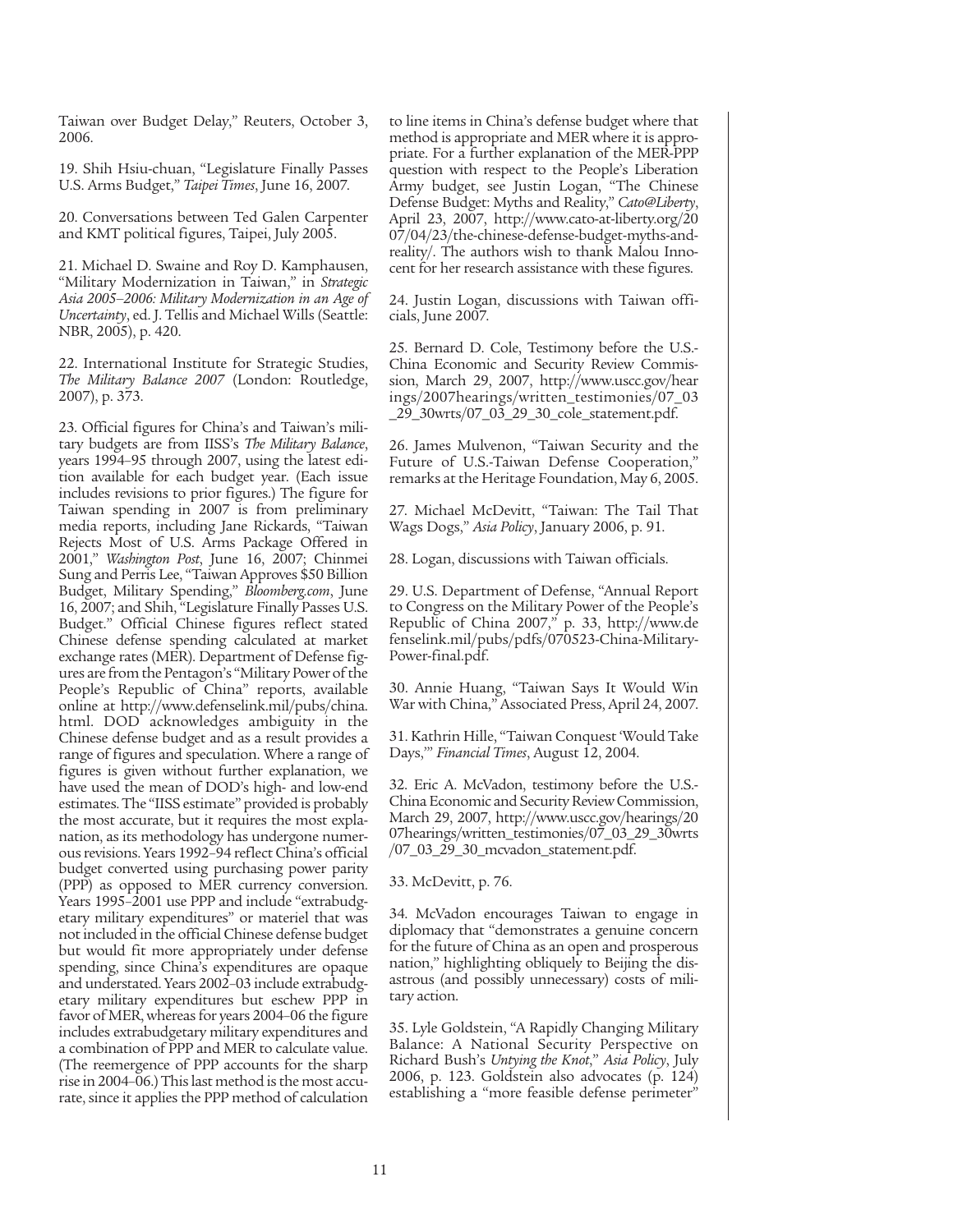Taiwan over Budget Delay," Reuters, October 3, 2006.

19. Shih Hsiu-chuan, "Legislature Finally Passes U.S. Arms Budget," *Taipei Times*, June 16, 2007.

20. Conversations between Ted Galen Carpenter and KMT political figures, Taipei, July 2005.

21. Michael D. Swaine and Roy D. Kamphausen, "Military Modernization in Taiwan," in *Strategic Asia 2005–2006: Military Modernization in an Age of Uncertainty*, ed. J. Tellis and Michael Wills (Seattle: NBR, 2005), p. 420.

22. International Institute for Strategic Studies, *The Military Balance 2007* (London: Routledge, 2007), p. 373.

23. Official figures for China's and Taiwan's military budgets are from IISS's *The Military Balance*, years 1994–95 through 2007, using the latest edition available for each budget year. (Each issue includes revisions to prior figures.) The figure for Taiwan spending in 2007 is from preliminary media reports, including Jane Rickards, "Taiwan Rejects Most of U.S. Arms Package Offered in 2001," *Washington Post*, June 16, 2007; Chinmei Sung and Perris Lee, "Taiwan Approves $50 Billion Budget, Military Spending," *Bloomberg.com*, June 16, 2007; and Shih, "Legislature Finally Passes U.S. Budget." Official Chinese figures reflect stated Chinese defense spending calculated at market exchange rates (MER). Department of Defense figures are from the Pentagon's "Military Power of the People's Republic of China" reports, available online at http://www.defenselink.mil/pubs/china.html. DOD acknowledges ambiguity in the Chinese defense budget and as a result provides a range of figures and speculation. Where a range of figures is given without further explanation, we have used the mean of DOD's high- and low-end estimates. The "IISS estimate" provided is probably the most accurate, but it requires the most explanation, as its methodology has undergone numerous revisions. Years 1992–94 reflect China's official budget converted using purchasing power parity (PPP) as opposed to MER currency conversion. Years 1995–2001 use PPP and include "extrabudgetary military expenditures" or materiel that was not included in the official Chinese defense budget but would fit more appropriately under defense spending, since China's expenditures are opaque and understated. Years 2002–03 include extrabudgetary military expenditures but eschew PPP in favor of MER, whereas for years 2004–06 the figure includes extrabudgetary military expenditures and a combination of PPP and MER to calculate value. (The reemergence of PPP accounts for the sharp rise in 2004–06.) This last method is the most accurate, since it applies the PPP method of calculation to line items in China's defense budget where that method is appropriate and MER where it is appropriate. For a further explanation of the MER-PPP question with respect to the People's Liberation Army budget, see Justin Logan, "The Chinese Defense Budget: Myths and Reality," *Cato@Liberty*, April 23, 2007, http://www.cato-at-liberty.org/2007/04/23/the-chinese-defense-budget-myths-and-reality/. The authors wish to thank Malou Innocent for her research assistance with these figures.

24. Justin Logan, discussions with Taiwan officials, June 2007.

25. Bernard D. Cole, Testimony before the U.S.-China Economic and Security Review Commission, March 29, 2007, http://www.uscc.gov/hearings/2007hearings/written_testimonies/07_03_29_30wrts/07_03_29_30_cole_statement.pdf.

26. James Mulvenon, "Taiwan Security and the Future of U.S.-Taiwan Defense Cooperation," remarks at the Heritage Foundation, May 6, 2005.

27. Michael McDevitt, "Taiwan: The Tail That Wags Dogs," *Asia Policy*, January 2006, p. 91.

28. Logan, discussions with Taiwan officials.

29. U.S. Department of Defense, "Annual Report to Congress on the Military Power of the People's Republic of China 2007," p. 33, http://www.defenselink.mil/pubs/pdfs/070523-China-Military-Power-final.pdf.

30. Annie Huang, "Taiwan Says It Would Win War with China," Associated Press, April 24, 2007.

31. Kathrin Hille, "Taiwan Conquest 'Would Take Days,'" *Financial Times*, August 12, 2004.

32. Eric A. McVadon, testimony before the U.S.-China Economic and Security Review Commission, March 29, 2007, http://www.uscc.gov/hearings/2007hearings/written_testimonies/07_03_29_30wrts/07_03_29_30_mcvadon_statement.pdf.

33. McDevitt, p. 76.

34. McVadon encourages Taiwan to engage in diplomacy that "demonstrates a genuine concern for the future of China as an open and prosperous nation," highlighting obliquely to Beijing the disastrous (and possibly unnecessary) costs of military action.

35. Lyle Goldstein, "A Rapidly Changing Military Balance: A National Security Perspective on Richard Bush's *Untying the Knot*," *Asia Policy*, July 2006, p. 123. Goldstein also advocates (p. 124) establishing a "more feasible defense perimeter"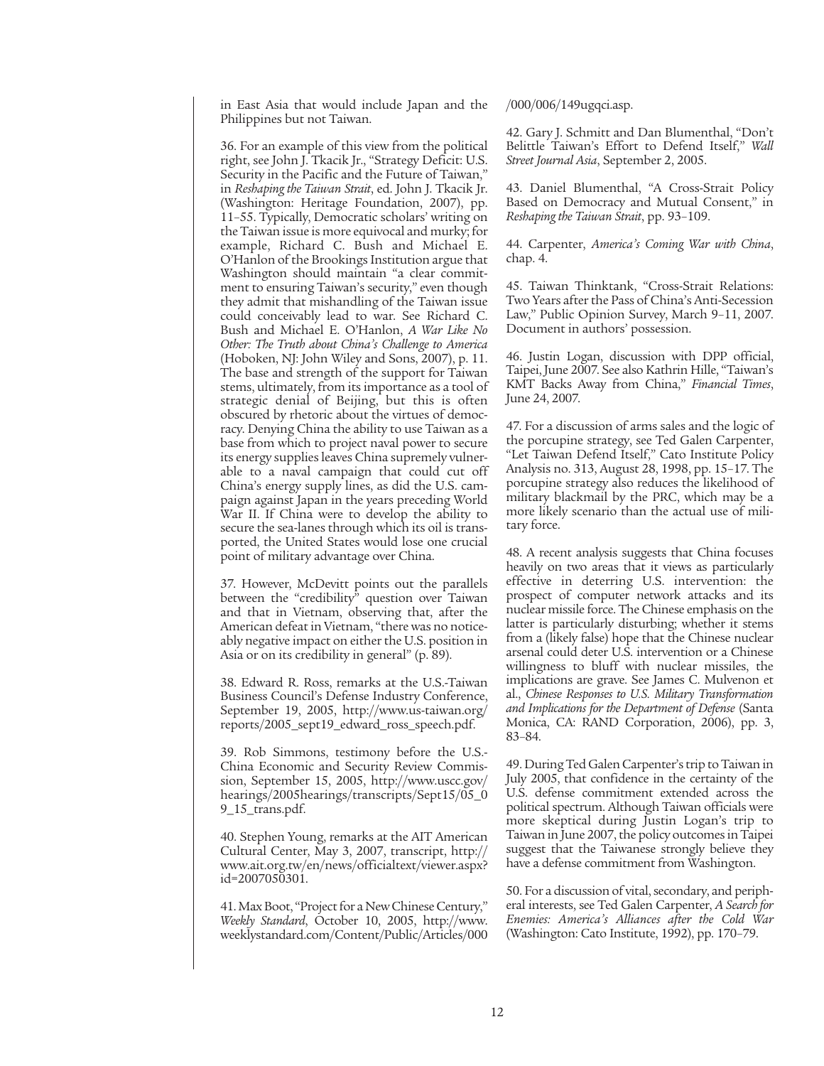in East Asia that would include Japan and the Philippines but not Taiwan.

36. For an example of this view from the political right, see John J. Tkacik Jr., "Strategy Deficit: U.S. Security in the Pacific and the Future of Taiwan," in *Reshaping the Taiwan Strait*, ed. John J. Tkacik Jr. (Washington: Heritage Foundation, 2007), pp. 11–55. Typically, Democratic scholars' writing on the Taiwan issue is more equivocal and murky; for example, Richard C. Bush and Michael E. O'Hanlon of the Brookings Institution argue that Washington should maintain "a clear commitment to ensuring Taiwan's security," even though they admit that mishandling of the Taiwan issue could conceivably lead to war. See Richard C. Bush and Michael E. O'Hanlon, *A War Like No Other: The Truth about China's Challenge to America* (Hoboken, NJ: John Wiley and Sons, 2007), p. 11. The base and strength of the support for Taiwan stems, ultimately, from its importance as a tool of strategic denial of Beijing, but this is often obscured by rhetoric about the virtues of democracy. Denying China the ability to use Taiwan as a base from which to project naval power to secure its energy supplies leaves China supremely vulnerable to a naval campaign that could cut off China's energy supply lines, as did the U.S. campaign against Japan in the years preceding World War II. If China were to develop the ability to secure the sea-lanes through which its oil is transported, the United States would lose one crucial point of military advantage over China.

37. However, McDevitt points out the parallels between the "credibility" question over Taiwan and that in Vietnam, observing that, after the American defeat in Vietnam, "there was no noticeably negative impact on either the U.S. position in Asia or on its credibility in general" (p. 89).

38. Edward R. Ross, remarks at the U.S.-Taiwan Business Council's Defense Industry Conference, September 19, 2005, http://www.us-taiwan.org/reports/2005_sept19_edward_ross_speech.pdf.

39. Rob Simmons, testimony before the U.S.-China Economic and Security Review Commission, September 15, 2005, http://www.uscc.gov/hearings/2005hearings/transcripts/Sept15/05_09_15_trans.pdf.

40. Stephen Young, remarks at the AIT American Cultural Center, May 3, 2007, transcript, http://www.ait.org.tw/en/news/officialtext/viewer.aspx?id=2007050301.

41. Max Boot, "Project for a New Chinese Century," *Weekly Standard*, October 10, 2005, http://www.weeklystandard.com/Content/Public/Articles/000/000/006/149ugqci.asp.

42. Gary J. Schmitt and Dan Blumenthal, "Don't Belittle Taiwan's Effort to Defend Itself," *Wall Street Journal Asia*, September 2, 2005.

43. Daniel Blumenthal, "A Cross-Strait Policy Based on Democracy and Mutual Consent," in *Reshaping the Taiwan Strait*, pp. 93–109.

44. Carpenter, *America's Coming War with China*, chap. 4.

45. Taiwan Thinktank, "Cross-Strait Relations: Two Years after the Pass of China's Anti-Secession Law," Public Opinion Survey, March 9–11, 2007. Document in authors' possession.

46. Justin Logan, discussion with DPP official, Taipei, June 2007. See also Kathrin Hille, "Taiwan's KMT Backs Away from China," *Financial Times*, June 24, 2007.

47. For a discussion of arms sales and the logic of the porcupine strategy, see Ted Galen Carpenter, "Let Taiwan Defend Itself," Cato Institute Policy Analysis no. 313, August 28, 1998, pp. 15–17. The porcupine strategy also reduces the likelihood of military blackmail by the PRC, which may be a more likely scenario than the actual use of military force.

48. A recent analysis suggests that China focuses heavily on two areas that it views as particularly effective in deterring U.S. intervention: the prospect of computer network attacks and its nuclear missile force. The Chinese emphasis on the latter is particularly disturbing; whether it stems from a (likely false) hope that the Chinese nuclear arsenal could deter U.S. intervention or a Chinese willingness to bluff with nuclear missiles, the implications are grave. See James C. Mulvenon et al., *Chinese Responses to U.S. Military Transformation and Implications for the Department of Defense* (Santa Monica, CA: RAND Corporation, 2006), pp. 3, 83–84.

49. During Ted Galen Carpenter's trip to Taiwan in July 2005, that confidence in the certainty of the U.S. defense commitment extended across the political spectrum. Although Taiwan officials were more skeptical during Justin Logan's trip to Taiwan in June 2007, the policy outcomes in Taipei suggest that the Taiwanese strongly believe they have a defense commitment from Washington.

50. For a discussion of vital, secondary, and peripheral interests, see Ted Galen Carpenter, *A Search for Enemies: America's Alliances after the Cold War* (Washington: Cato Institute, 1992), pp. 170–79.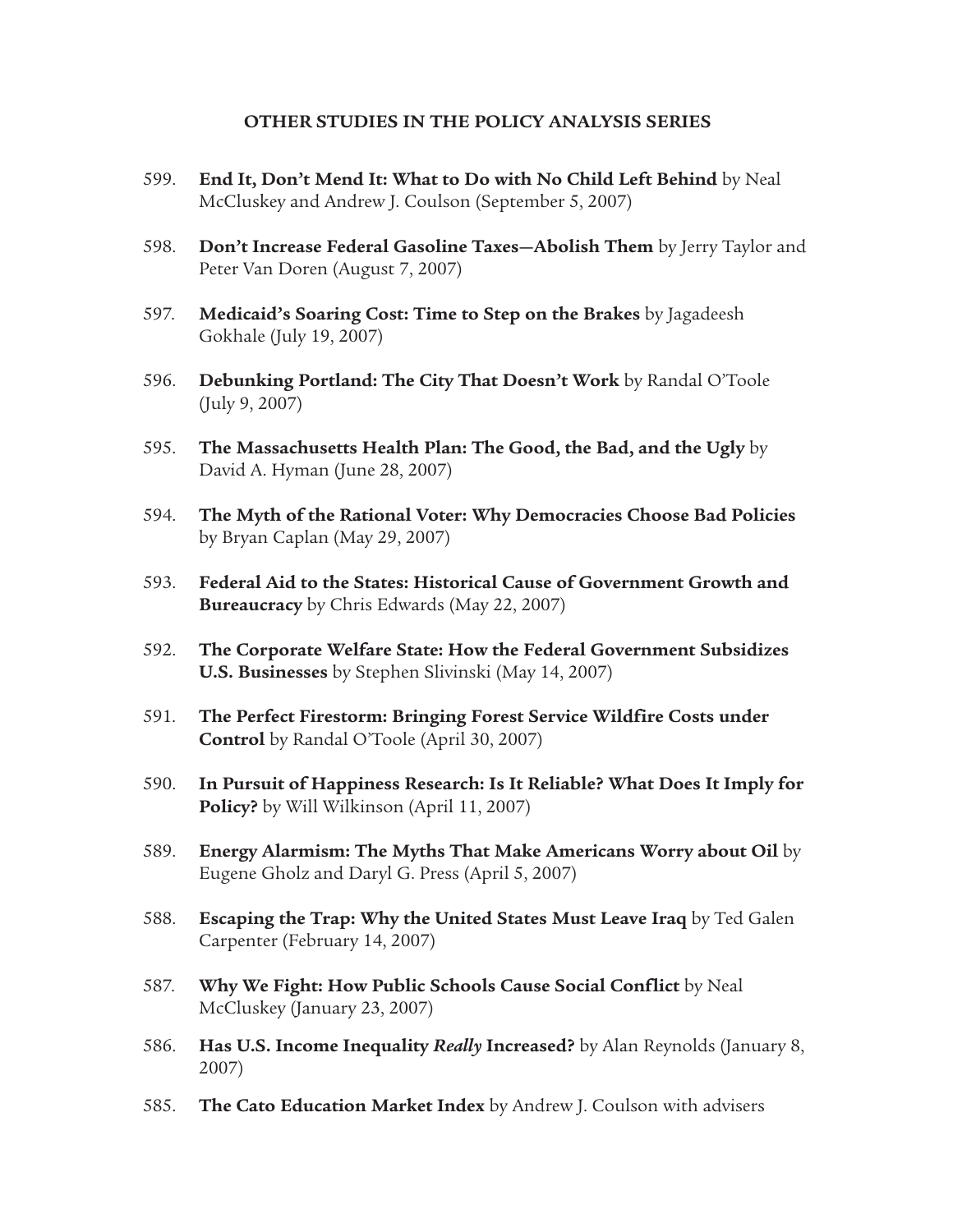**OTHER STUDIES IN THE POLICY ANALYSIS SERIES**

599. **End It, Don't Mend It: What to Do with No Child Left Behind** by Neal McCluskey and Andrew J. Coulson (September 5, 2007)

598. **Don't Increase Federal Gasoline Taxes—Abolish Them** by Jerry Taylor and Peter Van Doren (August 7, 2007)

597. **Medicaid's Soaring Cost: Time to Step on the Brakes** by Jagadeesh Gokhale (July 19, 2007)

596. **Debunking Portland: The City That Doesn't Work** by Randal O'Toole (July 9, 2007)

595. **The Massachusetts Health Plan: The Good, the Bad, and the Ugly** by David A. Hyman (June 28, 2007)

594. **The Myth of the Rational Voter: Why Democracies Choose Bad Policies** by Bryan Caplan (May 29, 2007)

593. **Federal Aid to the States: Historical Cause of Government Growth and Bureaucracy** by Chris Edwards (May 22, 2007)

592. **The Corporate Welfare State: How the Federal Government Subsidizes U.S. Businesses** by Stephen Slivinski (May 14, 2007)

591. **The Perfect Firestorm: Bringing Forest Service Wildfire Costs under Control** by Randal O'Toole (April 30, 2007)

590. **In Pursuit of Happiness Research: Is It Reliable? What Does It Imply for Policy?** by Will Wilkinson (April 11, 2007)

589. **Energy Alarmism: The Myths That Make Americans Worry about Oil** by Eugene Gholz and Daryl G. Press (April 5, 2007)

588. **Escaping the Trap: Why the United States Must Leave Iraq** by Ted Galen Carpenter (February 14, 2007)

587. **Why We Fight: How Public Schools Cause Social Conflict** by Neal McCluskey (January 23, 2007)

586. **Has U.S. Income Inequality *Really* Increased?** by Alan Reynolds (January 8, 2007)

585. **The Cato Education Market Index** by Andrew J. Coulson with advisers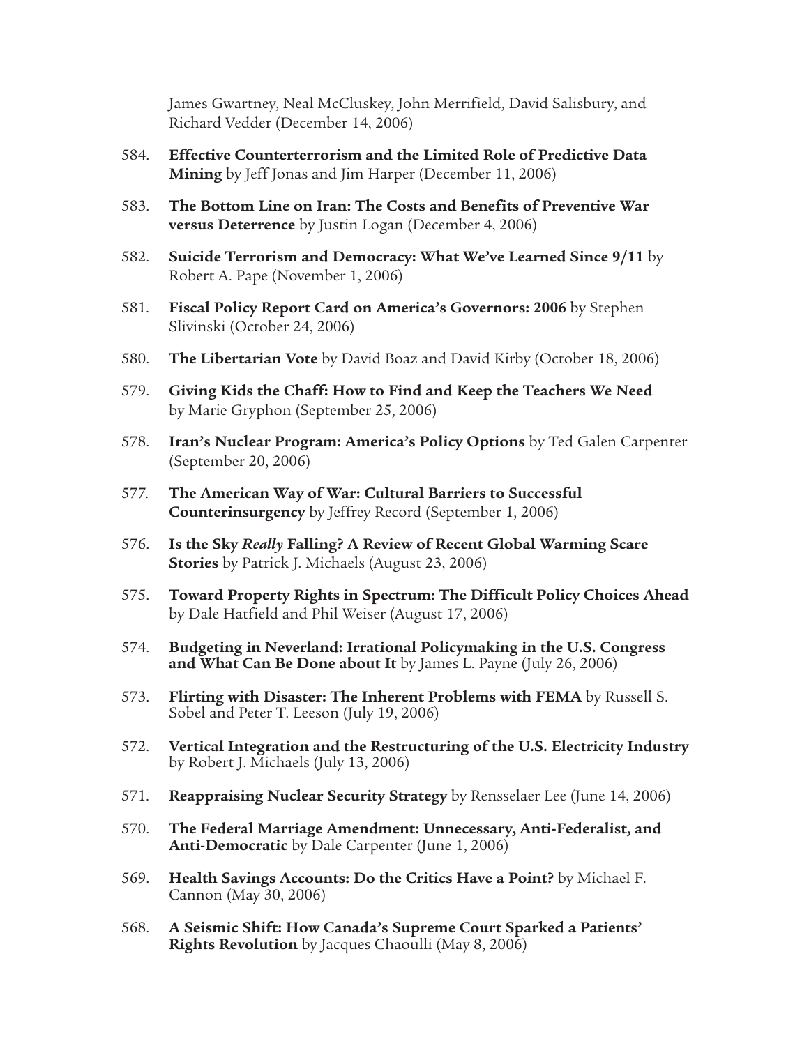James Gwartney, Neal McCluskey, John Merrifield, David Salisbury, and Richard Vedder (December 14, 2006)

584. **Effective Counterterrorism and the Limited Role of Predictive Data Mining** by Jeff Jonas and Jim Harper (December 11, 2006)

583. **The Bottom Line on Iran: The Costs and Benefits of Preventive War versus Deterrence** by Justin Logan (December 4, 2006)

582. **Suicide Terrorism and Democracy: What We've Learned Since 9/11** by Robert A. Pape (November 1, 2006)

581. **Fiscal Policy Report Card on America's Governors: 2006** by Stephen Slivinski (October 24, 2006)

580. **The Libertarian Vote** by David Boaz and David Kirby (October 18, 2006)

579. **Giving Kids the Chaff: How to Find and Keep the Teachers We Need** by Marie Gryphon (September 25, 2006)

578. **Iran's Nuclear Program: America's Policy Options** by Ted Galen Carpenter (September 20, 2006)

577. **The American Way of War: Cultural Barriers to Successful Counterinsurgency** by Jeffrey Record (September 1, 2006)

576. **Is the Sky *Really* Falling? A Review of Recent Global Warming Scare Stories** by Patrick J. Michaels (August 23, 2006)

575. **Toward Property Rights in Spectrum: The Difficult Policy Choices Ahead** by Dale Hatfield and Phil Weiser (August 17, 2006)

574. **Budgeting in Neverland: Irrational Policymaking in the U.S. Congress and What Can Be Done about It** by James L. Payne (July 26, 2006)

573. **Flirting with Disaster: The Inherent Problems with FEMA** by Russell S. Sobel and Peter T. Leeson (July 19, 2006)

572. **Vertical Integration and the Restructuring of the U.S. Electricity Industry** by Robert J. Michaels (July 13, 2006)

571. **Reappraising Nuclear Security Strategy** by Rensselaer Lee (June 14, 2006)

570. **The Federal Marriage Amendment: Unnecessary, Anti-Federalist, and Anti-Democratic** by Dale Carpenter (June 1, 2006)

569. **Health Savings Accounts: Do the Critics Have a Point?** by Michael F. Cannon (May 30, 2006)

568. **A Seismic Shift: How Canada's Supreme Court Sparked a Patients' Rights Revolution** by Jacques Chaoulli (May 8, 2006)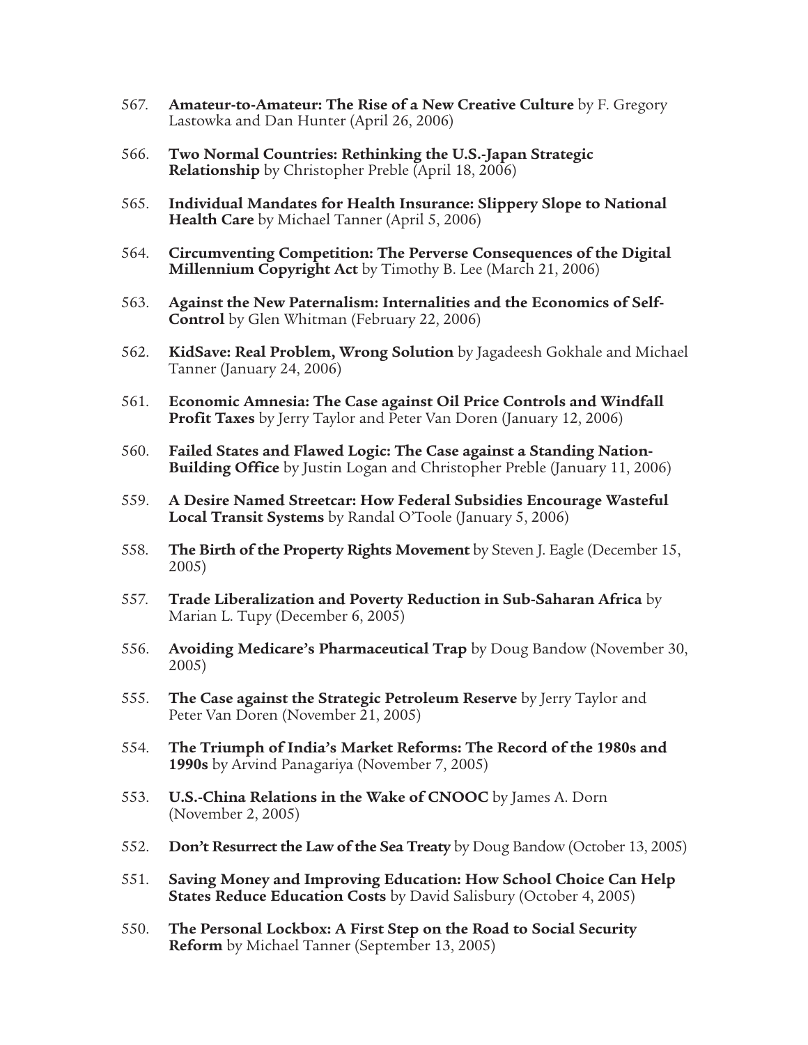567. **Amateur-to-Amateur: The Rise of a New Creative Culture** by F. Gregory Lastowka and Dan Hunter (April 26, 2006)

566. **Two Normal Countries: Rethinking the U.S.-Japan Strategic Relationship** by Christopher Preble (April 18, 2006)

565. **Individual Mandates for Health Insurance: Slippery Slope to National Health Care** by Michael Tanner (April 5, 2006)

564. **Circumventing Competition: The Perverse Consequences of the Digital Millennium Copyright Act** by Timothy B. Lee (March 21, 2006)

563. **Against the New Paternalism: Internalities and the Economics of Self-Control** by Glen Whitman (February 22, 2006)

562. **KidSave: Real Problem, Wrong Solution** by Jagadeesh Gokhale and Michael Tanner (January 24, 2006)

561. **Economic Amnesia: The Case against Oil Price Controls and Windfall Profit Taxes** by Jerry Taylor and Peter Van Doren (January 12, 2006)

560. **Failed States and Flawed Logic: The Case against a Standing Nation-Building Office** by Justin Logan and Christopher Preble (January 11, 2006)

559. **A Desire Named Streetcar: How Federal Subsidies Encourage Wasteful Local Transit Systems** by Randal O'Toole (January 5, 2006)

558. **The Birth of the Property Rights Movement** by Steven J. Eagle (December 15, 2005)

557. **Trade Liberalization and Poverty Reduction in Sub-Saharan Africa** by Marian L. Tupy (December 6, 2005)

556. **Avoiding Medicare's Pharmaceutical Trap** by Doug Bandow (November 30, 2005)

555. **The Case against the Strategic Petroleum Reserve** by Jerry Taylor and Peter Van Doren (November 21, 2005)

554. **The Triumph of India's Market Reforms: The Record of the 1980s and 1990s** by Arvind Panagariya (November 7, 2005)

553. **U.S.-China Relations in the Wake of CNOOC** by James A. Dorn (November 2, 2005)

552. **Don't Resurrect the Law of the Sea Treaty** by Doug Bandow (October 13, 2005)

551. **Saving Money and Improving Education: How School Choice Can Help States Reduce Education Costs** by David Salisbury (October 4, 2005)

550. **The Personal Lockbox: A First Step on the Road to Social Security Reform** by Michael Tanner (September 13, 2005)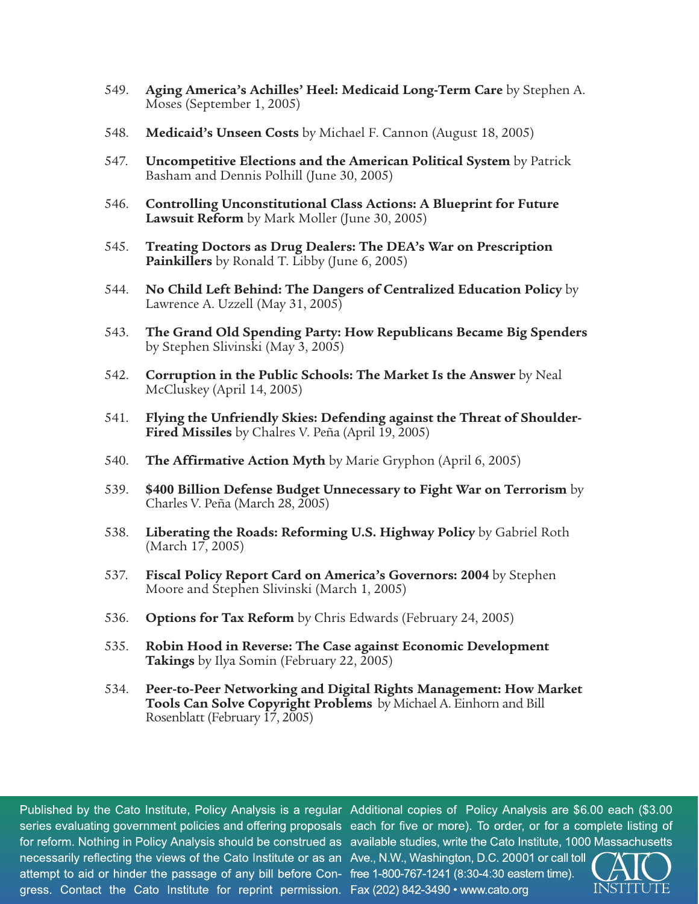549. **Aging America's Achilles' Heel: Medicaid Long-Term Care** by Stephen A. Moses (September 1, 2005)

548. **Medicaid's Unseen Costs** by Michael F. Cannon (August 18, 2005)

547. **Uncompetitive Elections and the American Political System** by Patrick Basham and Dennis Polhill (June 30, 2005)

546. **Controlling Unconstitutional Class Actions: A Blueprint for Future Lawsuit Reform** by Mark Moller (June 30, 2005)

545. **Treating Doctors as Drug Dealers: The DEA's War on Prescription Painkillers** by Ronald T. Libby (June 6, 2005)

544. **No Child Left Behind: The Dangers of Centralized Education Policy** by Lawrence A. Uzzell (May 31, 2005)

543. **The Grand Old Spending Party: How Republicans Became Big Spenders** by Stephen Slivinski (May 3, 2005)

542. **Corruption in the Public Schools: The Market Is the Answer** by Neal McCluskey (April 14, 2005)

541. **Flying the Unfriendly Skies: Defending against the Threat of Shoulder-Fired Missiles** by Chalres V. Peña (April 19, 2005)

540. **The Affirmative Action Myth** by Marie Gryphon (April 6, 2005)

539. **$400 Billion Defense Budget Unnecessary to Fight War on Terrorism** by Charles V. Peña (March 28, 2005)

538. **Liberating the Roads: Reforming U.S. Highway Policy** by Gabriel Roth (March 17, 2005)

537. **Fiscal Policy Report Card on America's Governors: 2004** by Stephen Moore and Stephen Slivinski (March 1, 2005)

536. **Options for Tax Reform** by Chris Edwards (February 24, 2005)

535. **Robin Hood in Reverse: The Case against Economic Development Takings** by Ilya Somin (February 22, 2005)

534. **Peer-to-Peer Networking and Digital Rights Management: How Market Tools Can Solve Copyright Problems** by Michael A. Einhorn and Bill Rosenblatt (February 17, 2005)

Published by the Cato Institute, Policy Analysis is a regular series evaluating government policies and offering proposals for reform. Nothing in Policy Analysis should be construed as necessarily reflecting the views of the Cato Institute or as an attempt to aid or hinder the passage of any bill before Congress. Contact the Cato Institute for reprint permission.

Additional copies of Policy Analysis are $6.00 each ($3.00 each for five or more). To order, or for a complete listing of available studies, write the Cato Institute, 1000 Massachusetts Ave., N.W., Washington, D.C. 20001 or call toll free 1-800-767-1241 (8:30-4:30 eastern time). Fax (202) 842-3490 • www.cato.org

CATO INSTITUTE